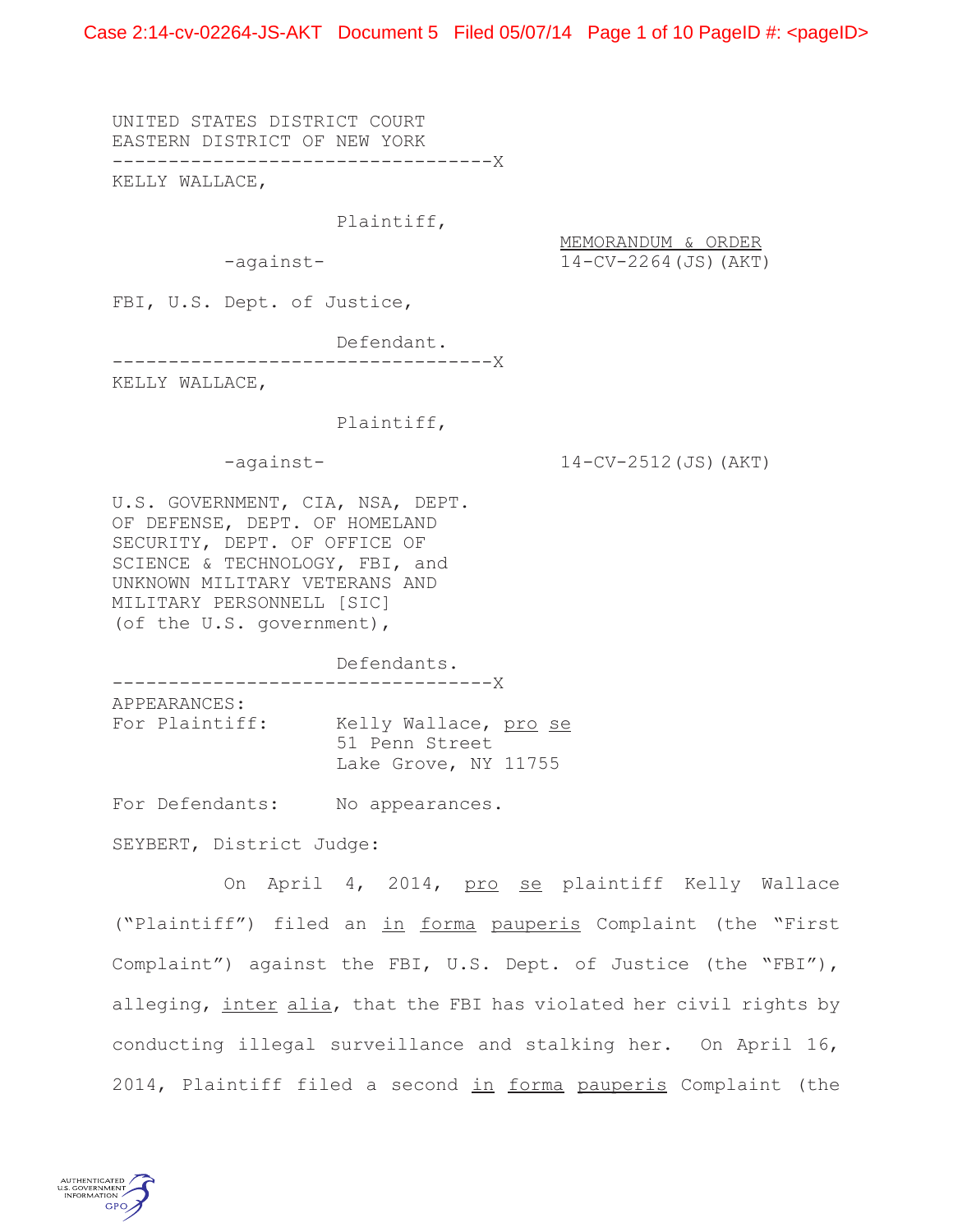UNITED STATES DISTRICT COURT
EASTERN DISTRICT OF NEW YORK

----------------------------------X

KELLY WALLACE,

Plaintiff,

-against-

FBI, U.S. Dept. of Justice,

Defendant.

----------------------------------X

MEMORANDUM & ORDER
14-CV-2264(JS)(AKT)

KELLY WALLACE,

Plaintiff,

-against-

U.S. GOVERNMENT, CIA, NSA, DEPT. OF DEFENSE, DEPT. OF HOMELAND SECURITY, DEPT. OF OFFICE OF SCIENCE & TECHNOLOGY, FBI, and UNKNOWN MILITARY VETERANS AND MILITARY PERSONNELL [SIC] (of the U.S. government),

Defendants.

----------------------------------X

14-CV-2512(JS)(AKT)

APPEARANCES:

For Plaintiff: Kelly Wallace, *pro se*
51 Penn Street
Lake Grove, NY 11755

For Defendants: No appearances.

SEYBERT, District Judge:

On April 4, 2014, *pro se* plaintiff Kelly Wallace ("Plaintiff") filed an *in forma pauperis* Complaint (the "First Complaint") against the FBI, U.S. Dept. of Justice (the "FBI"), alleging, *inter alia*, that the FBI has violated her civil rights by conducting illegal surveillance and stalking her. On April 16, 2014, Plaintiff filed a second *in forma pauperis* Complaint (the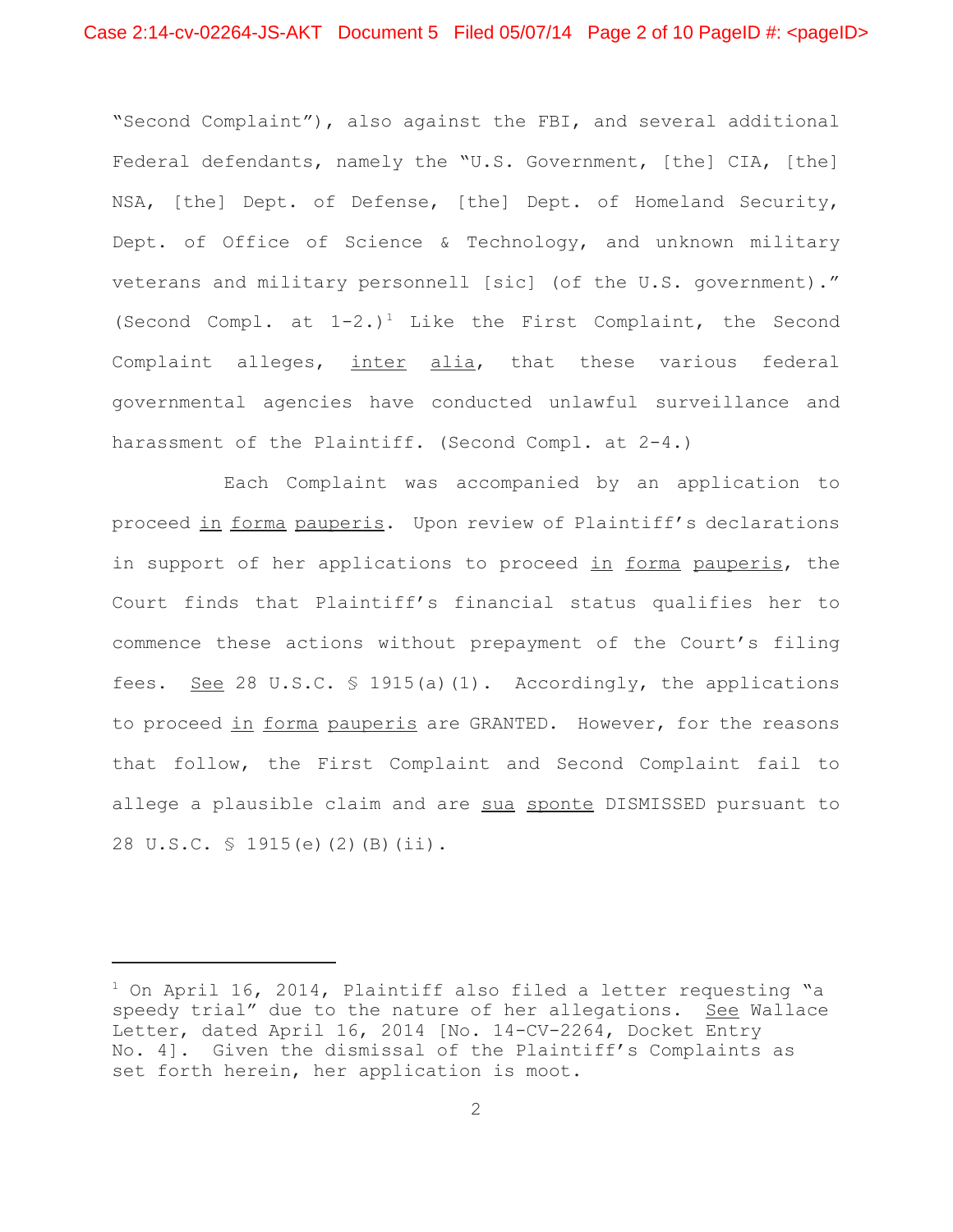"Second Complaint"), also against the FBI, and several additional Federal defendants, namely the "U.S. Government, [the] CIA, [the] NSA, [the] Dept. of Defense, [the] Dept. of Homeland Security, Dept. of Office of Science & Technology, and unknown military veterans and military personnell [sic] (of the U.S. government)." (Second Compl. at 1-2.)[1] Like the First Complaint, the Second Complaint alleges, inter alia, that these various federal governmental agencies have conducted unlawful surveillance and harassment of the Plaintiff. (Second Compl. at 2-4.)

Each Complaint was accompanied by an application to proceed in forma pauperis. Upon review of Plaintiff's declarations in support of her applications to proceed in forma pauperis, the Court finds that Plaintiff's financial status qualifies her to commence these actions without prepayment of the Court's filing fees. See 28 U.S.C. § 1915(a)(1). Accordingly, the applications to proceed in forma pauperis are GRANTED. However, for the reasons that follow, the First Complaint and Second Complaint fail to allege a plausible claim and are sua sponte DISMISSED pursuant to 28 U.S.C. § 1915(e)(2)(B)(ii).

---

[1] On April 16, 2014, Plaintiff also filed a letter requesting "a speedy trial" due to the nature of her allegations. See Wallace Letter, dated April 16, 2014 [No. 14-CV-2264, Docket Entry No. 4]. Given the dismissal of the Plaintiff's Complaints as set forth herein, her application is moot.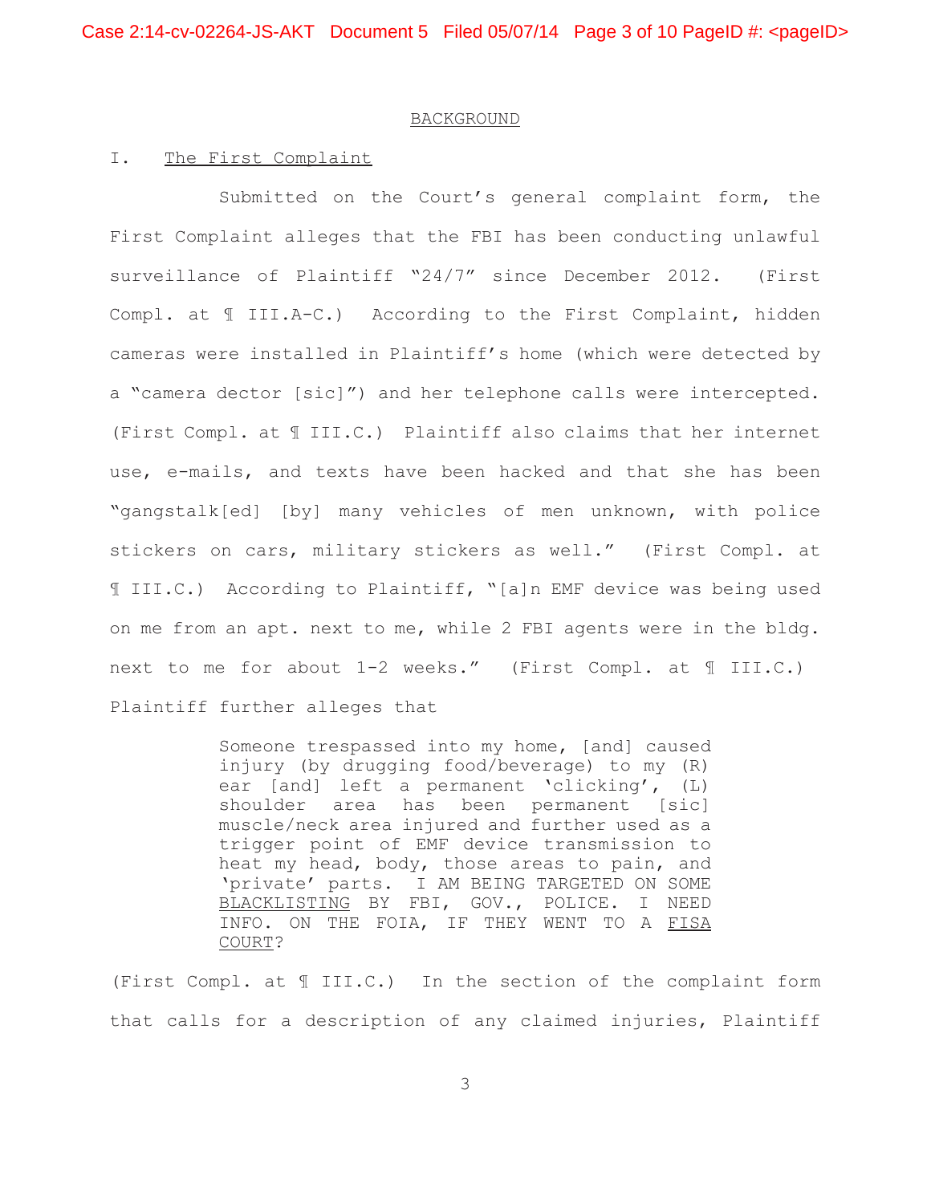BACKGROUND

I. The First Complaint

Submitted on the Court's general complaint form, the First Complaint alleges that the FBI has been conducting unlawful surveillance of Plaintiff "24/7" since December 2012. (First Compl. at ¶ III.A-C.) According to the First Complaint, hidden cameras were installed in Plaintiff's home (which were detected by a "camera dector [sic]") and her telephone calls were intercepted. (First Compl. at ¶ III.C.) Plaintiff also claims that her internet use, e-mails, and texts have been hacked and that she has been "gangstalk[ed] [by] many vehicles of men unknown, with police stickers on cars, military stickers as well." (First Compl. at ¶ III.C.) According to Plaintiff, "[a]n EMF device was being used on me from an apt. next to me, while 2 FBI agents were in the bldg. next to me for about 1-2 weeks." (First Compl. at ¶ III.C.) Plaintiff further alleges that

> Someone trespassed into my home, [and] caused injury (by drugging food/beverage) to my (R) ear [and] left a permanent 'clicking', (L) shoulder area has been permanent [sic] muscle/neck area injured and further used as a trigger point of EMF device transmission to heat my head, body, those areas to pain, and 'private' parts. I AM BEING TARGETED ON SOME <u>BLACKLISTING</u> BY FBI, GOV., POLICE. I NEED INFO. ON THE FOIA, IF THEY WENT TO A <u>FISA COURT</u>?

(First Compl. at ¶ III.C.) In the section of the complaint form that calls for a description of any claimed injuries, Plaintiff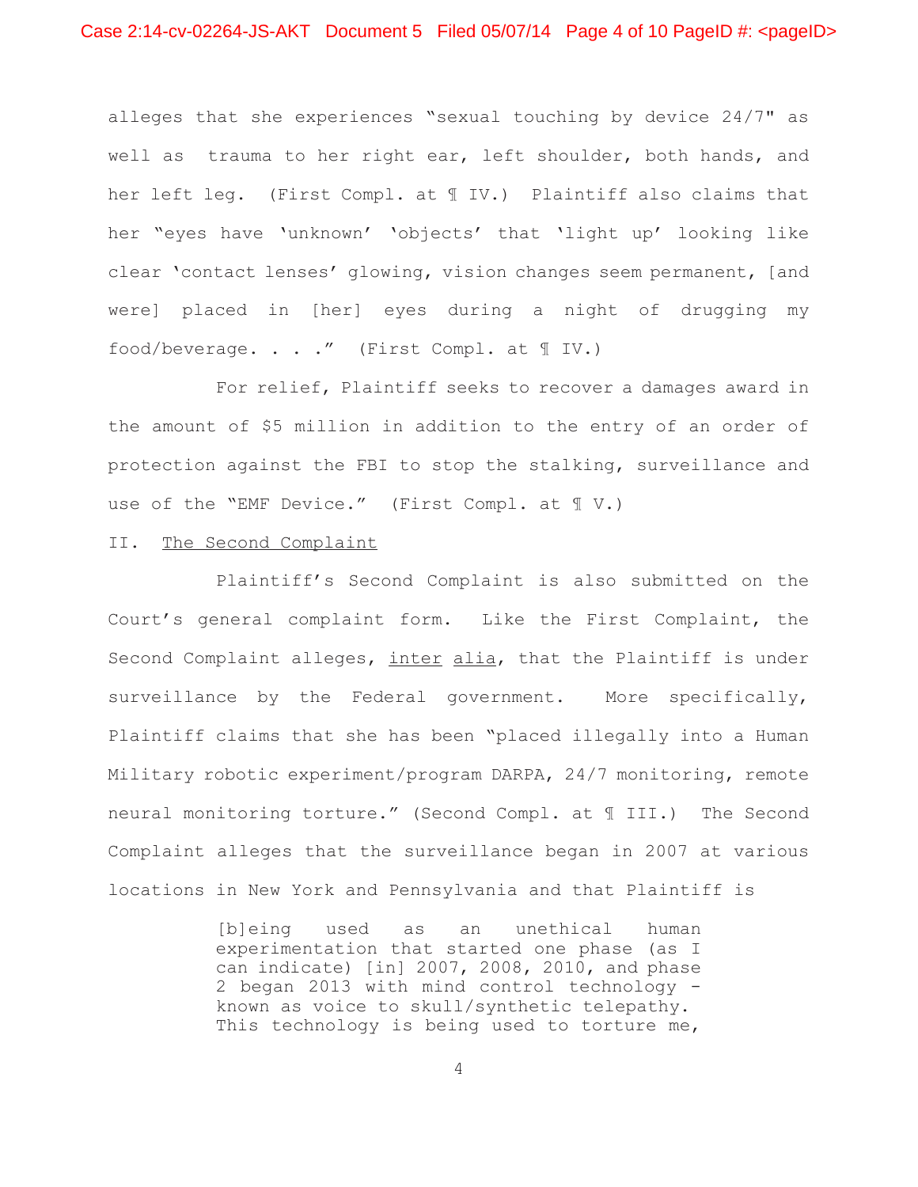alleges that she experiences "sexual touching by device 24/7" as well as trauma to her right ear, left shoulder, both hands, and her left leg. (First Compl. at ¶ IV.) Plaintiff also claims that her "eyes have 'unknown' 'objects' that 'light up' looking like clear 'contact lenses' glowing, vision changes seem permanent, [and were] placed in [her] eyes during a night of drugging my food/beverage. . . ." (First Compl. at ¶ IV.)

For relief, Plaintiff seeks to recover a damages award in the amount of $5 million in addition to the entry of an order of protection against the FBI to stop the stalking, surveillance and use of the "EMF Device." (First Compl. at ¶ V.)

II. The Second Complaint

Plaintiff's Second Complaint is also submitted on the Court's general complaint form. Like the First Complaint, the Second Complaint alleges, *inter alia*, that the Plaintiff is under surveillance by the Federal government. More specifically, Plaintiff claims that she has been "placed illegally into a Human Military robotic experiment/program DARPA, 24/7 monitoring, remote neural monitoring torture." (Second Compl. at ¶ III.) The Second Complaint alleges that the surveillance began in 2007 at various locations in New York and Pennsylvania and that Plaintiff is

> [b]eing used as an unethical human experimentation that started one phase (as I can indicate) [in] 2007, 2008, 2010, and phase 2 began 2013 with mind control technology - known as voice to skull/synthetic telepathy. This technology is being used to torture me,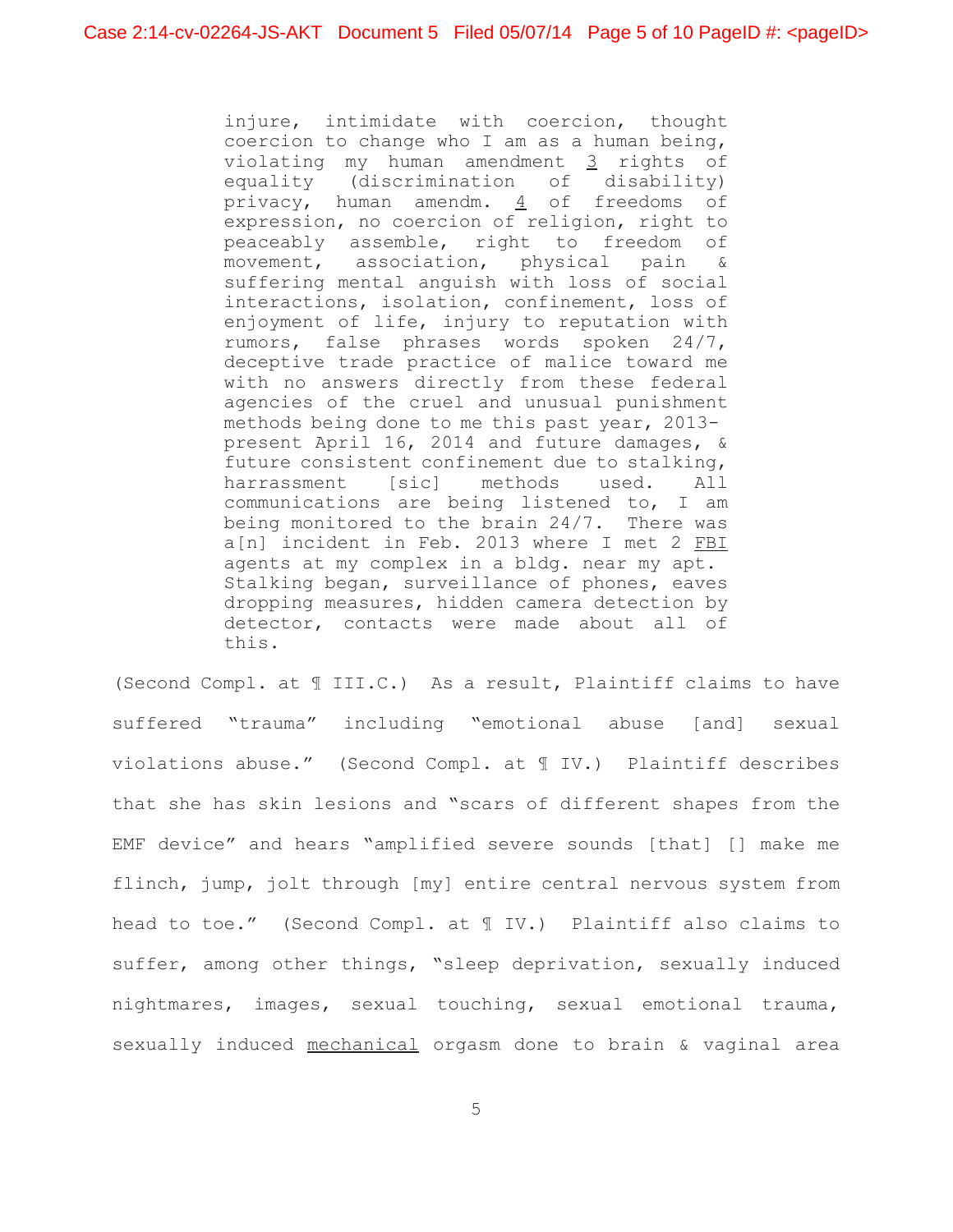> injure, intimidate with coercion, thought coercion to change who I am as a human being, violating my human amendment 3 rights of equality (discrimination of disability) privacy, human amendm. 4 of freedoms of expression, no coercion of religion, right to peaceably assemble, right to freedom of movement, association, physical pain & suffering mental anguish with loss of social interactions, isolation, confinement, loss of enjoyment of life, injury to reputation with rumors, false phrases words spoken 24/7, deceptive trade practice of malice toward me with no answers directly from these federal agencies of the cruel and unusual punishment methods being done to me this past year, 2013-present April 16, 2014 and future damages, & future consistent confinement due to stalking, harrassment [sic] methods used. All communications are being listened to, I am being monitored to the brain 24/7. There was a[n] incident in Feb. 2013 where I met 2 FBI agents at my complex in a bldg. near my apt. Stalking began, surveillance of phones, eaves dropping measures, hidden camera detection by detector, contacts were made about all of this.

(Second Compl. at ¶ III.C.) As a result, Plaintiff claims to have suffered "trauma" including "emotional abuse [and] sexual violations abuse." (Second Compl. at ¶ IV.) Plaintiff describes that she has skin lesions and "scars of different shapes from the EMF device" and hears "amplified severe sounds [that] [] make me flinch, jump, jolt through [my] entire central nervous system from head to toe." (Second Compl. at ¶ IV.) Plaintiff also claims to suffer, among other things, "sleep deprivation, sexually induced nightmares, images, sexual touching, sexual emotional trauma, sexually induced mechanical orgasm done to brain & vaginal area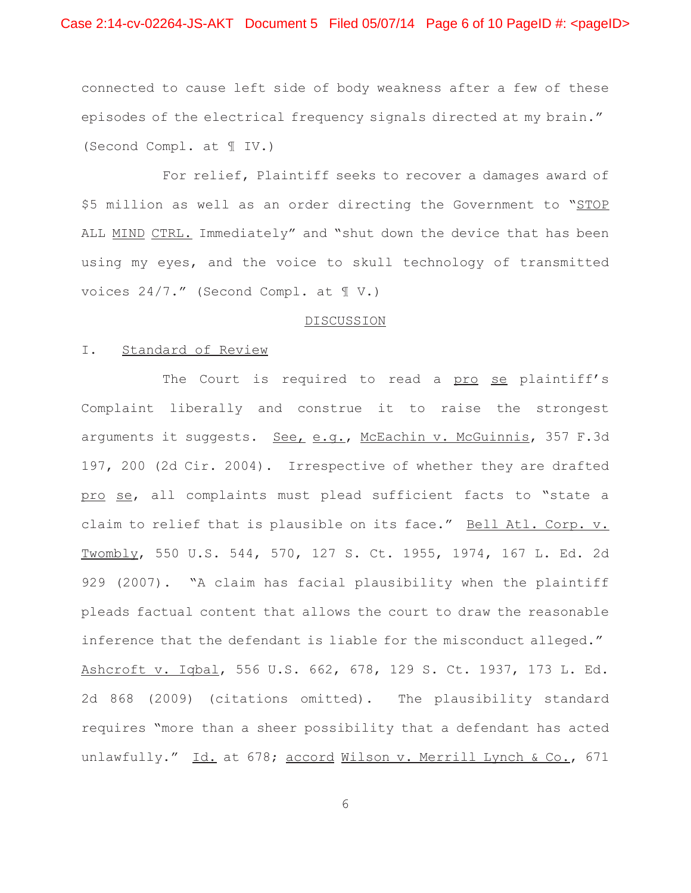connected to cause left side of body weakness after a few of these episodes of the electrical frequency signals directed at my brain." (Second Compl. at ¶ IV.)

For relief, Plaintiff seeks to recover a damages award of $5 million as well as an order directing the Government to "STOP ALL MIND CTRL. Immediately" and "shut down the device that has been using my eyes, and the voice to skull technology of transmitted voices 24/7." (Second Compl. at ¶ V.)

## DISCUSSION

### I. Standard of Review

The Court is required to read a *pro se* plaintiff's Complaint liberally and construe it to raise the strongest arguments it suggests. *See, e.g.*, *McEachin v. McGuinnis*, 357 F.3d 197, 200 (2d Cir. 2004). Irrespective of whether they are drafted *pro se*, all complaints must plead sufficient facts to "state a claim to relief that is plausible on its face." *Bell Atl. Corp. v. Twombly*, 550 U.S. 544, 570, 127 S. Ct. 1955, 1974, 167 L. Ed. 2d 929 (2007). "A claim has facial plausibility when the plaintiff pleads factual content that allows the court to draw the reasonable inference that the defendant is liable for the misconduct alleged." *Ashcroft v. Iqbal*, 556 U.S. 662, 678, 129 S. Ct. 1937, 173 L. Ed. 2d 868 (2009) (citations omitted). The plausibility standard requires "more than a sheer possibility that a defendant has acted unlawfully." *Id.* at 678; *accord* *Wilson v. Merrill Lynch & Co.*, 671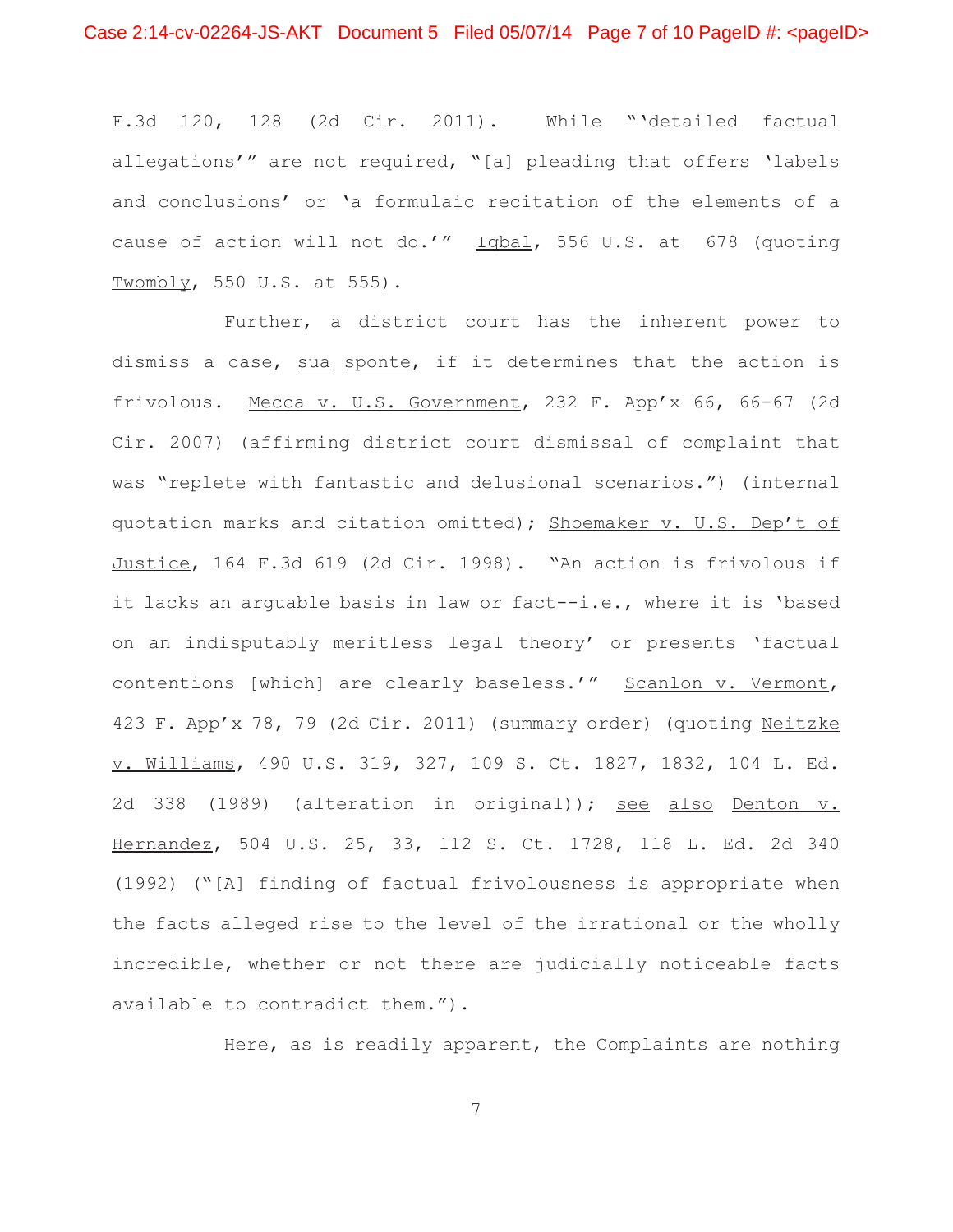F.3d 120, 128 (2d Cir. 2011). While "'detailed factual allegations'" are not required, "[a] pleading that offers 'labels and conclusions' or 'a formulaic recitation of the elements of a cause of action will not do.'" Iqbal, 556 U.S. at 678 (quoting Twombly, 550 U.S. at 555).

Further, a district court has the inherent power to dismiss a case, *sua sponte*, if it determines that the action is frivolous. Mecca v. U.S. Government, 232 F. App'x 66, 66-67 (2d Cir. 2007) (affirming district court dismissal of complaint that was "replete with fantastic and delusional scenarios.") (internal quotation marks and citation omitted); Shoemaker v. U.S. Dep't of Justice, 164 F.3d 619 (2d Cir. 1998). "An action is frivolous if it lacks an arguable basis in law or fact--i.e., where it is 'based on an indisputably meritless legal theory' or presents 'factual contentions [which] are clearly baseless.'" Scanlon v. Vermont, 423 F. App'x 78, 79 (2d Cir. 2011) (summary order) (quoting Neitzke v. Williams, 490 U.S. 319, 327, 109 S. Ct. 1827, 1832, 104 L. Ed. 2d 338 (1989) (alteration in original)); *see also* Denton v. Hernandez, 504 U.S. 25, 33, 112 S. Ct. 1728, 118 L. Ed. 2d 340 (1992) ("[A] finding of factual frivolousness is appropriate when the facts alleged rise to the level of the irrational or the wholly incredible, whether or not there are judicially noticeable facts available to contradict them.").

Here, as is readily apparent, the Complaints are nothing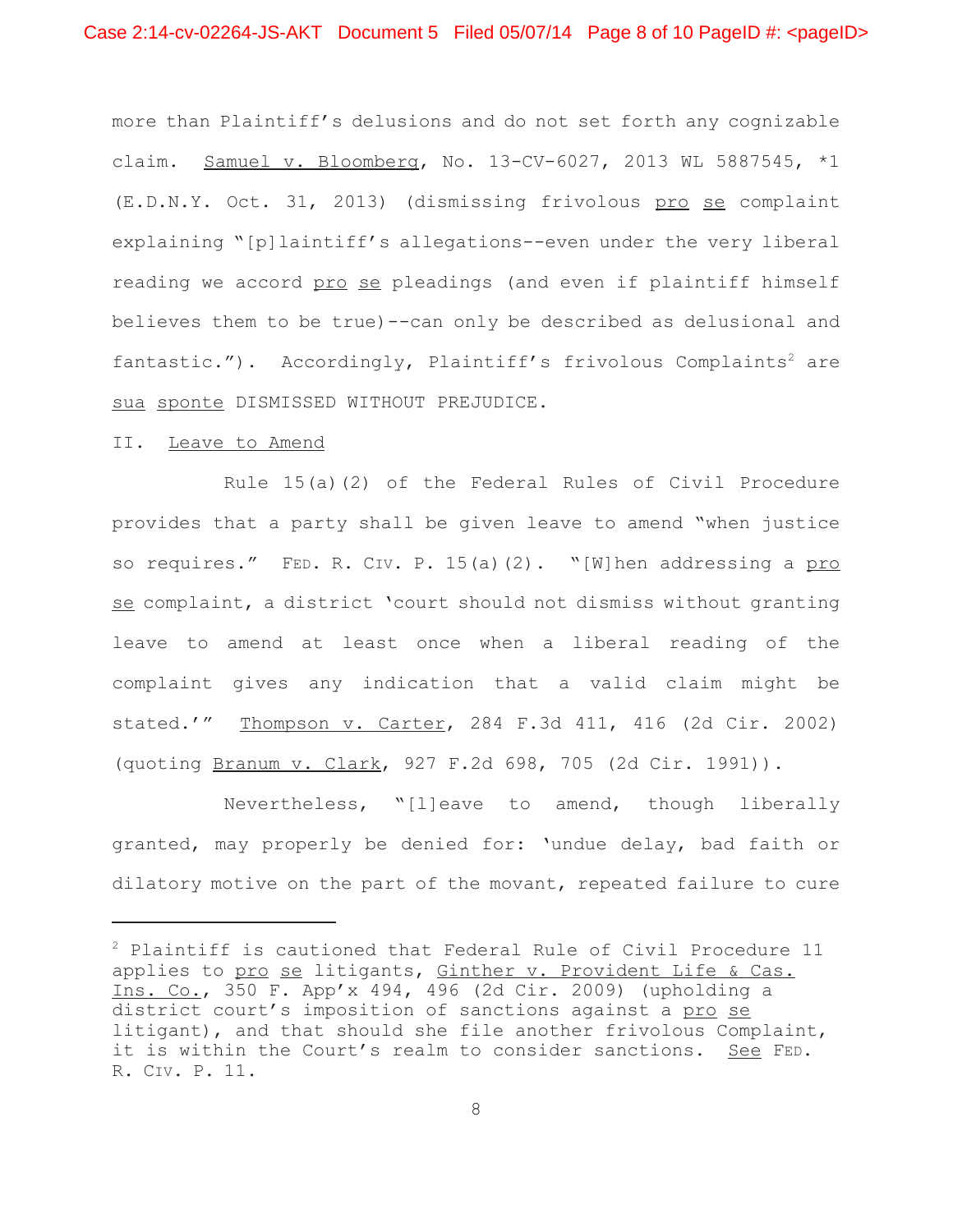more than Plaintiff's delusions and do not set forth any cognizable claim. Samuel v. Bloomberg, No. 13-CV-6027, 2013 WL 5887545, *1 (E.D.N.Y. Oct. 31, 2013) (dismissing frivolous pro se complaint explaining "[p]laintiff's allegations--even under the very liberal reading we accord pro se pleadings (and even if plaintiff himself believes them to be true)--can only be described as delusional and fantastic."). Accordingly, Plaintiff's frivolous Complaints[2] are sua sponte DISMISSED WITHOUT PREJUDICE.

II. Leave to Amend

Rule 15(a)(2) of the Federal Rules of Civil Procedure provides that a party shall be given leave to amend "when justice so requires." FED. R. CIV. P. 15(a)(2). "[W]hen addressing a pro se complaint, a district 'court should not dismiss without granting leave to amend at least once when a liberal reading of the complaint gives any indication that a valid claim might be stated.'" Thompson v. Carter, 284 F.3d 411, 416 (2d Cir. 2002) (quoting Branum v. Clark, 927 F.2d 698, 705 (2d Cir. 1991)).

Nevertheless, "[l]eave to amend, though liberally granted, may properly be denied for: 'undue delay, bad faith or dilatory motive on the part of the movant, repeated failure to cure

---

[2] Plaintiff is cautioned that Federal Rule of Civil Procedure 11 applies to pro se litigants, Ginther v. Provident Life & Cas. Ins. Co., 350 F. App'x 494, 496 (2d Cir. 2009) (upholding a district court's imposition of sanctions against a pro se litigant), and that should she file another frivolous Complaint, it is within the Court's realm to consider sanctions. See FED. R. CIV. P. 11.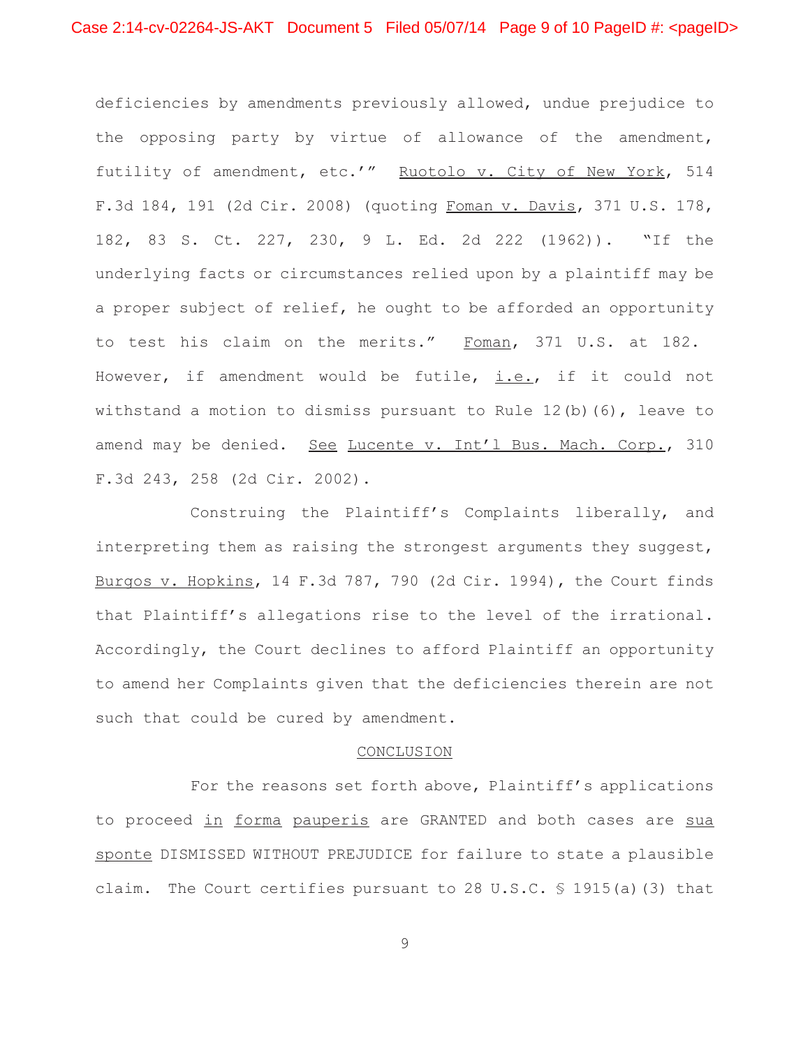deficiencies by amendments previously allowed, undue prejudice to the opposing party by virtue of allowance of the amendment, futility of amendment, etc.'" Ruotolo v. City of New York, 514 F.3d 184, 191 (2d Cir. 2008) (quoting Foman v. Davis, 371 U.S. 178, 182, 83 S. Ct. 227, 230, 9 L. Ed. 2d 222 (1962)). "If the underlying facts or circumstances relied upon by a plaintiff may be a proper subject of relief, he ought to be afforded an opportunity to test his claim on the merits." Foman, 371 U.S. at 182. However, if amendment would be futile, i.e., if it could not withstand a motion to dismiss pursuant to Rule 12(b)(6), leave to amend may be denied. See Lucente v. Int'l Bus. Mach. Corp., 310 F.3d 243, 258 (2d Cir. 2002).

Construing the Plaintiff's Complaints liberally, and interpreting them as raising the strongest arguments they suggest, Burgos v. Hopkins, 14 F.3d 787, 790 (2d Cir. 1994), the Court finds that Plaintiff's allegations rise to the level of the irrational. Accordingly, the Court declines to afford Plaintiff an opportunity to amend her Complaints given that the deficiencies therein are not such that could be cured by amendment.

## CONCLUSION

For the reasons set forth above, Plaintiff's applications to proceed in forma pauperis are GRANTED and both cases are sua sponte DISMISSED WITHOUT PREJUDICE for failure to state a plausible claim. The Court certifies pursuant to 28 U.S.C. § 1915(a)(3) that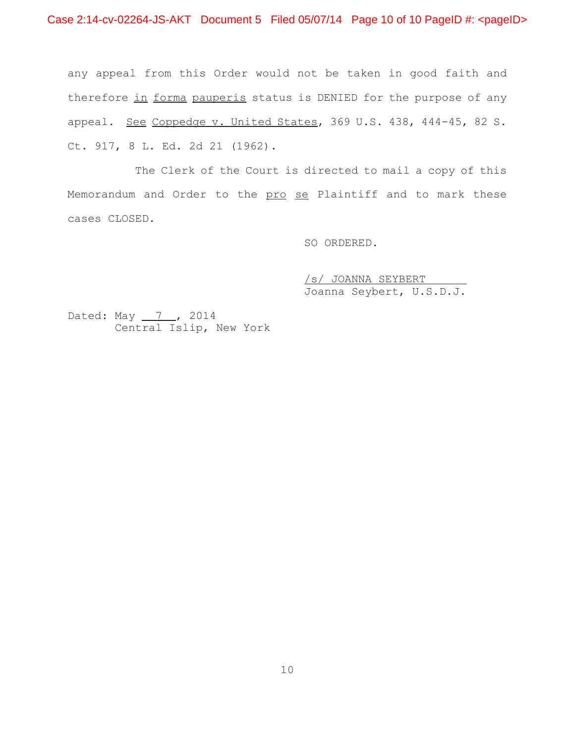any appeal from this Order would not be taken in good faith and therefore *in forma pauperis* status is DENIED for the purpose of any appeal. *See Coppedge v. United States*, 369 U.S. 438, 444-45, 82 S. Ct. 917, 8 L. Ed. 2d 21 (1962).

The Clerk of the Court is directed to mail a copy of this Memorandum and Order to the *pro se* Plaintiff and to mark these cases CLOSED.

SO ORDERED.

/s/ JOANNA SEYBERT
Joanna Seybert, U.S.D.J.

Dated: May 7 , 2014
Central Islip, New York